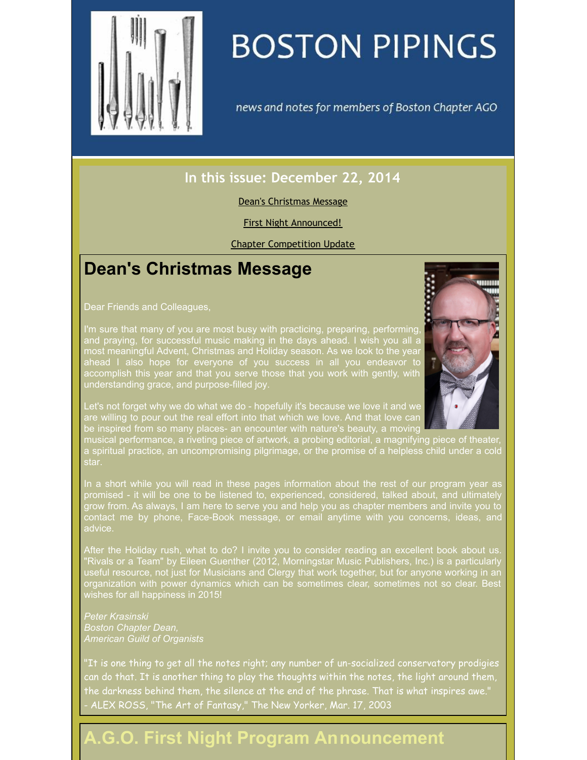# BOSTON PIPINGS

news and notes for members of Boston Chapter AGO

## In this issue: December 22, 2014

Dean's Christmas Message

First Night Announced!

Chapter Competition Update

## Dean's Christmas Message

Dear Friends and Colleagues,

I'm sure that many of you are most busy with practicing, preparing, performing, and praying, for successful music making in the days ahead. I wish you all a most meaningful Advent, Christmas and Holiday season. As we look to the year ahead I also hope for everyone of you success in all you endeavor to accomplish this year and that you serve those that you work with gently, with understanding grace, and purpose-filled joy.

Let's not forget why we do what we do - hopefully it's because we love it and we are willing to pour out the real effort into that which we love. And that love can be inspired from so many places- an encounter with nature's beauty, a moving musical performance, a riveting piece of artwork, a probing editorial, a magnifying piece of theater, a spiritual practice, an uncompromising pilgrimage, or the promise of a helpless child under a cold star.

In a short while you will read in these pages information about the rest of our program year as promised - it will be one to be listened to, experienced, considered, talked about, and ultimately grow from. As always, I am here to serve you and help you as chapter members and invite you to contact me by phone, Face-Book message, or email anytime with you concerns, ideas, and advice.

After the Holiday rush, what to do? I invite you to consider reading an excellent book about us. "Rivals or a Team" by Eileen Guenther (2012, Morningstar Music Publishers, Inc.) is a particularly useful resource, not just for Musicians and Clergy that work together, but for anyone working in an organization with power dynamics which can be sometimes clear, sometimes not so clear. Best wishes for all happiness in 2015!

*Peter Krasinski*
*Boston Chapter Dean,*
*American Guild of Organists*

"It is one thing to get all the notes right; any number of un-socialized conservatory prodigies can do that. It is another thing to play the thoughts within the notes, the light around them, the darkness behind them, the silence at the end of the phrase. That is what inspires awe."
- ALEX ROSS, "The Art of Fantasy," The New Yorker, Mar. 17, 2003

## A.G.O. First Night Program Announcement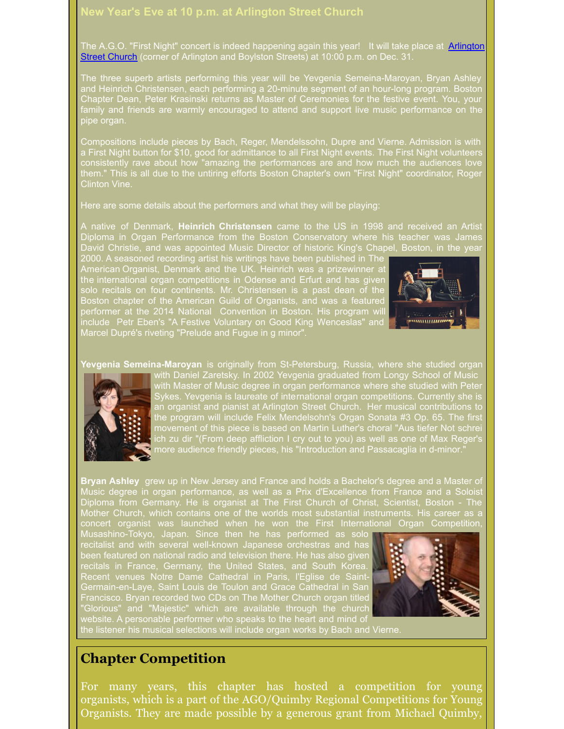## New Year's Eve at 10 p.m. at Arlington Street Church

The A.G.O. "First Night" concert is indeed happening again this year! It will take place at Arlington Street Church (corner of Arlington and Boylston Streets) at 10:00 p.m. on Dec. 31.

The three superb artists performing this year will be Yevgenia Semeina-Maroyan, Bryan Ashley and Heinrich Christensen, each performing a 20-minute segment of an hour-long program. Boston Chapter Dean, Peter Krasinski returns as Master of Ceremonies for the festive event. You, your family and friends are warmly encouraged to attend and support live music performance on the pipe organ.

Compositions include pieces by Bach, Reger, Mendelssohn, Dupre and Vierne. Admission is with a First Night button for $10, good for admittance to all First Night events. The First Night volunteers consistently rave about how "amazing the performances are and how much the audiences love them." This is all due to the untiring efforts Boston Chapter's own "First Night" coordinator, Roger Clinton Vine.

Here are some details about the performers and what they will be playing:

A native of Denmark, **Heinrich Christensen** came to the US in 1998 and received an Artist Diploma in Organ Performance from the Boston Conservatory where his teacher was James David Christie, and was appointed Music Director of historic King's Chapel, Boston, in the year 2000. A seasoned recording artist his writings have been published in The American Organist, Denmark and the UK. Heinrich was a prizewinner at the international organ competitions in Odense and Erfurt and has given solo recitals on four continents. Mr. Christensen is a past dean of the Boston chapter of the American Guild of Organists, and was a featured performer at the 2014 National Convention in Boston. His program will include Petr Eben's "A Festive Voluntary on Good King Wenceslas" and Marcel Dupré's riveting "Prelude and Fugue in g minor".

**Yevgenia Semeina-Maroyan** is originally from St-Petersburg, Russia, where she studied organ with Daniel Zaretsky. In 2002 Yevgenia graduated from Longy School of Music with Master of Music degree in organ performance where she studied with Peter Sykes. Yevgenia is laureate of international organ competitions. Currently she is an organist and pianist at Arlington Street Church. Her musical contributions to the program will include Felix Mendelsohn's Organ Sonata #3 Op. 65. The first movement of this piece is based on Martin Luther's choral "Aus tiefer Not schrei ich zu dir "(From deep affliction I cry out to you) as well as one of Max Reger's more audience friendly pieces, his "Introduction and Passacaglia in d-minor."

**Bryan Ashley** grew up in New Jersey and France and holds a Bachelor's degree and a Master of Music degree in organ performance, as well as a Prix d'Excellence from France and a Soloist Diploma from Germany. He is organist at The First Church of Christ, Scientist, Boston - The Mother Church, which contains one of the worlds most substantial instruments. His career as a concert organist was launched when he won the First International Organ Competition, Musashino-Tokyo, Japan. Since then he has performed as solo recitalist and with several well-known Japanese orchestras and has been featured on national radio and television there. He has also given recitals in France, Germany, the United States, and South Korea. Recent venues Notre Dame Cathedral in Paris, l'Eglise de Saint-Germain-en-Laye, Saint Louis de Toulon and Grace Cathedral in San Francisco. Bryan recorded two CDs on The Mother Church organ titled "Glorious" and "Majestic" which are available through the church website. A personable performer who speaks to the heart and mind of the listener his musical selections will include organ works by Bach and Vierne.

## Chapter Competition

For many years, this chapter has hosted a competition for young organists, which is a part of the AGO/Quimby Regional Competitions for Young Organists. They are made possible by a generous grant from Michael Quimby,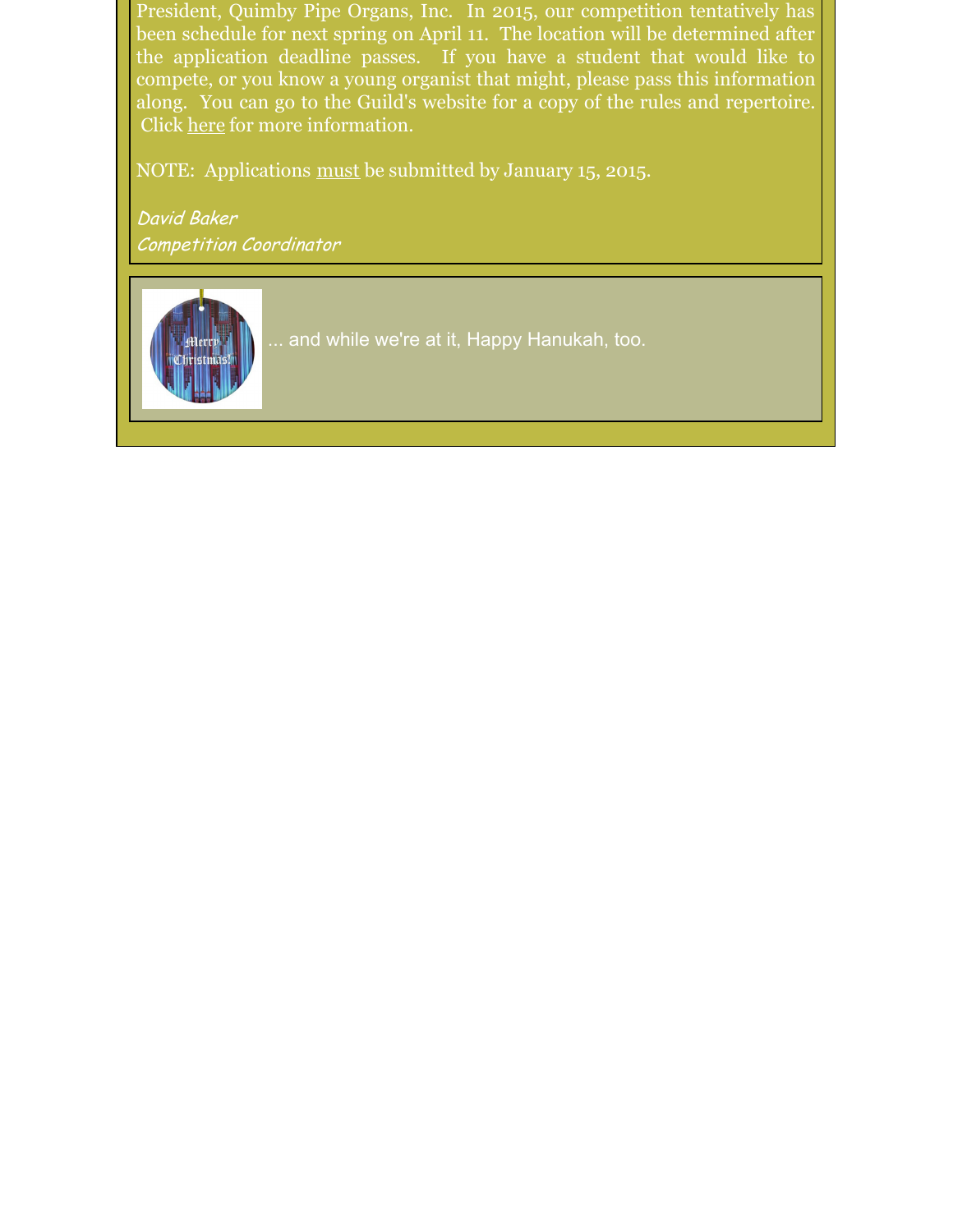President, Quimby Pipe Organs, Inc.  In 2015, our competition tentatively has been schedule for next spring on April 11.  The location will be determined after the application deadline passes.  If you have a student that would like to compete, or you know a young organist that might, please pass this information along.  You can go to the Guild's website for a copy of the rules and repertoire.  Click here for more information.

NOTE:  Applications must be submitted by January 15, 2015.

*David Baker*
*Competition Coordinator*

... and while we're at it, Happy Hanukah, too.